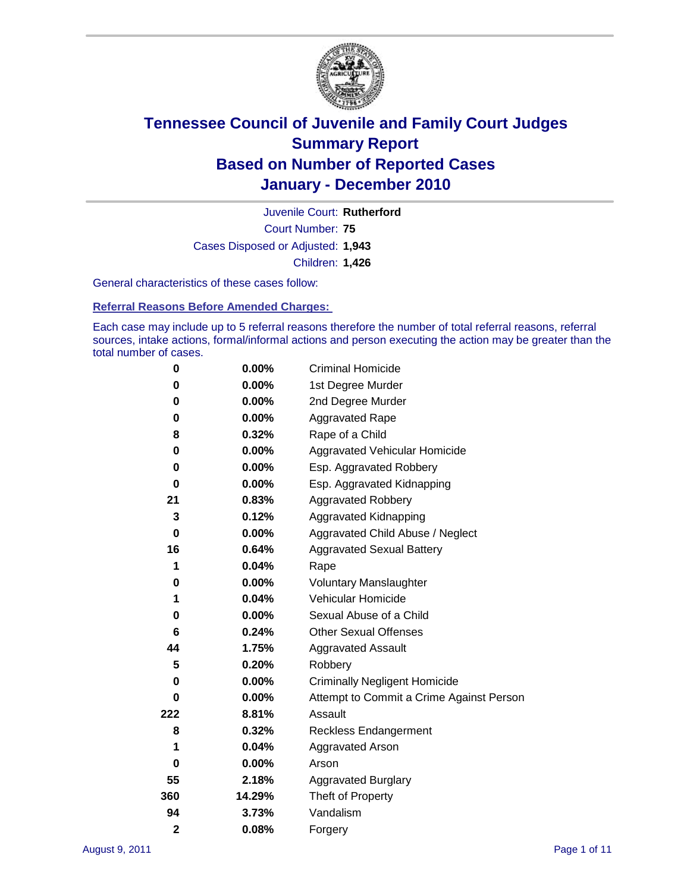# Tennessee Council of Juvenile and Family Court Judges
# Summary Report
# Based on Number of Reported Cases
# January - December 2010

Juvenile Court: **Rutherford**

Court Number: **75**

Cases Disposed or Adjusted: **1,943**

Children: **1,426**

General characteristics of these cases follow:

## Referral Reasons Before Amended Charges:

Each case may include up to 5 referral reasons therefore the number of total referral reasons, referral sources, intake actions, formal/informal actions and person executing the action may be greater than the total number of cases.

| Count | Percent | Referral Reason |
|---|---|---|
| 0 | 0.00% | Criminal Homicide |
| 0 | 0.00% | 1st Degree Murder |
| 0 | 0.00% | 2nd Degree Murder |
| 0 | 0.00% | Aggravated Rape |
| 8 | 0.32% | Rape of a Child |
| 0 | 0.00% | Aggravated Vehicular Homicide |
| 0 | 0.00% | Esp. Aggravated Robbery |
| 0 | 0.00% | Esp. Aggravated Kidnapping |
| 21 | 0.83% | Aggravated Robbery |
| 3 | 0.12% | Aggravated Kidnapping |
| 0 | 0.00% | Aggravated Child Abuse / Neglect |
| 16 | 0.64% | Aggravated Sexual Battery |
| 1 | 0.04% | Rape |
| 0 | 0.00% | Voluntary Manslaughter |
| 1 | 0.04% | Vehicular Homicide |
| 0 | 0.00% | Sexual Abuse of a Child |
| 6 | 0.24% | Other Sexual Offenses |
| 44 | 1.75% | Aggravated Assault |
| 5 | 0.20% | Robbery |
| 0 | 0.00% | Criminally Negligent Homicide |
| 0 | 0.00% | Attempt to Commit a Crime Against Person |
| 222 | 8.81% | Assault |
| 8 | 0.32% | Reckless Endangerment |
| 1 | 0.04% | Aggravated Arson |
| 0 | 0.00% | Arson |
| 55 | 2.18% | Aggravated Burglary |
| 360 | 14.29% | Theft of Property |
| 94 | 3.73% | Vandalism |
| 2 | 0.08% | Forgery |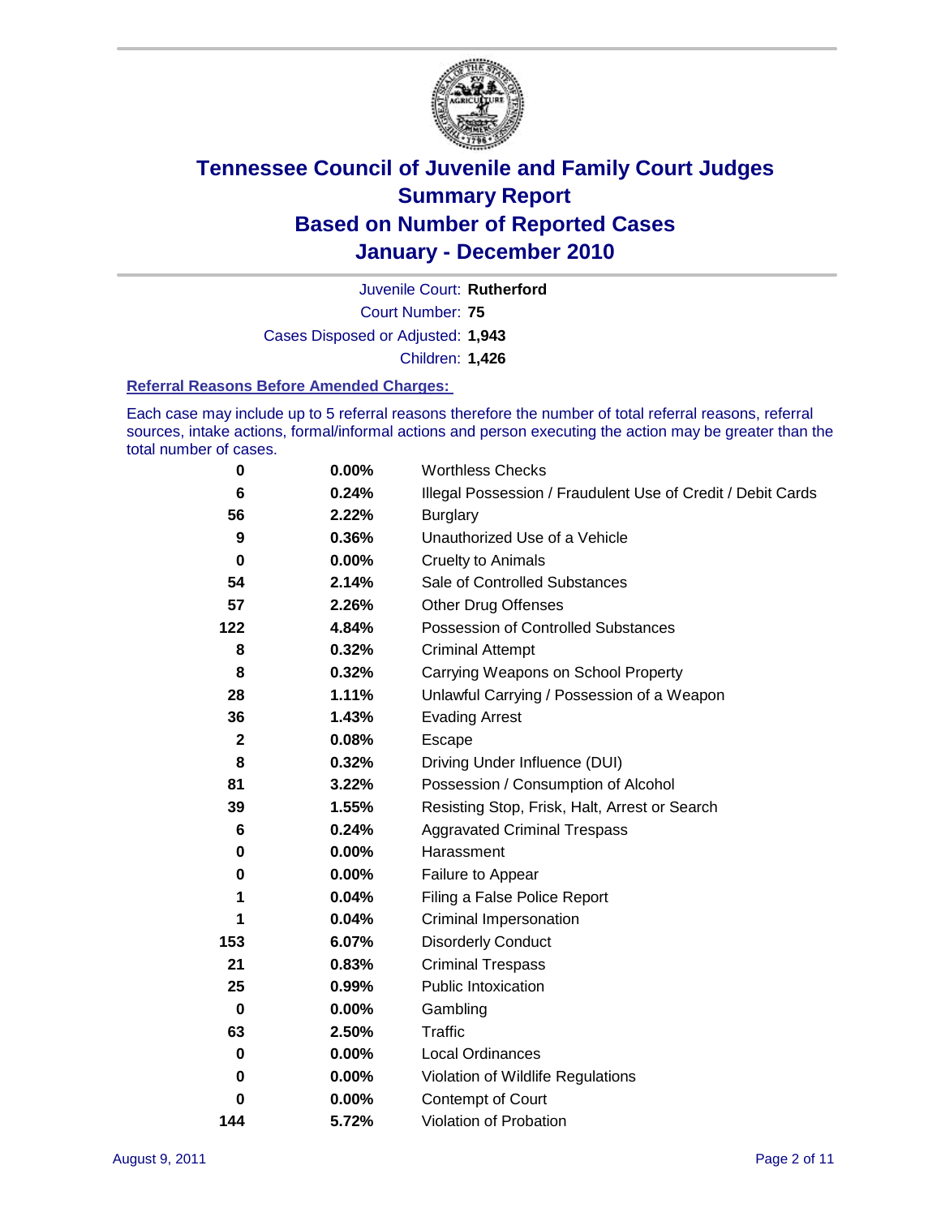# Tennessee Council of Juvenile and Family Court Judges
# Summary Report
# Based on Number of Reported Cases
# January - December 2010

Juvenile Court: **Rutherford**

Court Number: **75**

Cases Disposed or Adjusted: **1,943**

Children: **1,426**

### Referral Reasons Before Amended Charges:

Each case may include up to 5 referral reasons therefore the number of total referral reasons, referral sources, intake actions, formal/informal actions and person executing the action may be greater than the total number of cases.

| | | |
|---|---|---|
| 0 | 0.00% | Worthless Checks |
| 6 | 0.24% | Illegal Possession / Fraudulent Use of Credit / Debit Cards |
| 56 | 2.22% | Burglary |
| 9 | 0.36% | Unauthorized Use of a Vehicle |
| 0 | 0.00% | Cruelty to Animals |
| 54 | 2.14% | Sale of Controlled Substances |
| 57 | 2.26% | Other Drug Offenses |
| 122 | 4.84% | Possession of Controlled Substances |
| 8 | 0.32% | Criminal Attempt |
| 8 | 0.32% | Carrying Weapons on School Property |
| 28 | 1.11% | Unlawful Carrying / Possession of a Weapon |
| 36 | 1.43% | Evading Arrest |
| 2 | 0.08% | Escape |
| 8 | 0.32% | Driving Under Influence (DUI) |
| 81 | 3.22% | Possession / Consumption of Alcohol |
| 39 | 1.55% | Resisting Stop, Frisk, Halt, Arrest or Search |
| 6 | 0.24% | Aggravated Criminal Trespass |
| 0 | 0.00% | Harassment |
| 0 | 0.00% | Failure to Appear |
| 1 | 0.04% | Filing a False Police Report |
| 1 | 0.04% | Criminal Impersonation |
| 153 | 6.07% | Disorderly Conduct |
| 21 | 0.83% | Criminal Trespass |
| 25 | 0.99% | Public Intoxication |
| 0 | 0.00% | Gambling |
| 63 | 2.50% | Traffic |
| 0 | 0.00% | Local Ordinances |
| 0 | 0.00% | Violation of Wildlife Regulations |
| 0 | 0.00% | Contempt of Court |
| 144 | 5.72% | Violation of Probation |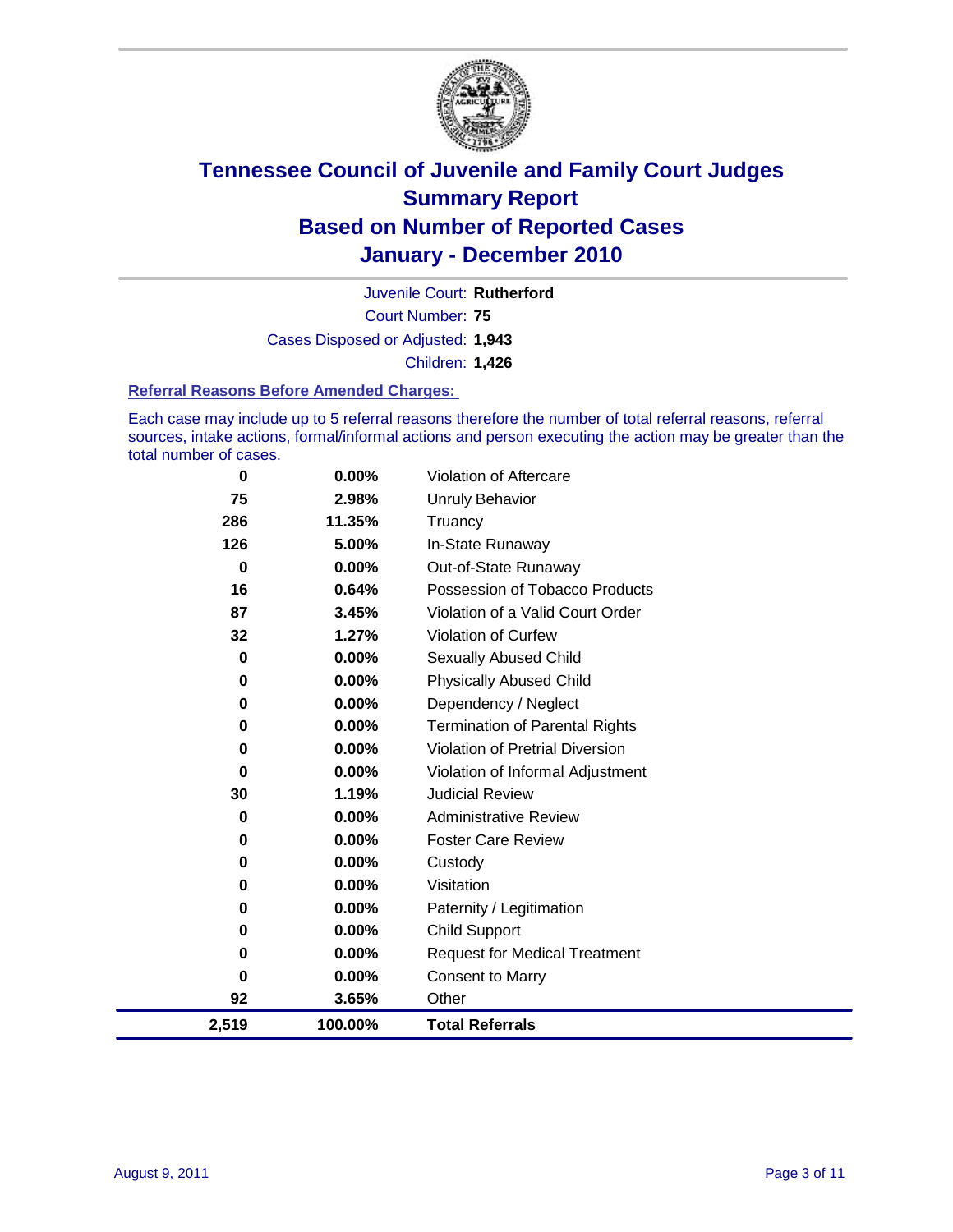# Tennessee Council of Juvenile and Family Court Judges
## Summary Report
## Based on Number of Reported Cases
## January - December 2010

Juvenile Court: **Rutherford**

Court Number: **75**

Cases Disposed or Adjusted: **1,943**

Children: **1,426**

### Referral Reasons Before Amended Charges:

Each case may include up to 5 referral reasons therefore the number of total referral reasons, referral sources, intake actions, formal/informal actions and person executing the action may be greater than the total number of cases.

| Count | Percent | Referral Reason |
|---|---|---|
| 0 | 0.00% | Violation of Aftercare |
| 75 | 2.98% | Unruly Behavior |
| 286 | 11.35% | Truancy |
| 126 | 5.00% | In-State Runaway |
| 0 | 0.00% | Out-of-State Runaway |
| 16 | 0.64% | Possession of Tobacco Products |
| 87 | 3.45% | Violation of a Valid Court Order |
| 32 | 1.27% | Violation of Curfew |
| 0 | 0.00% | Sexually Abused Child |
| 0 | 0.00% | Physically Abused Child |
| 0 | 0.00% | Dependency / Neglect |
| 0 | 0.00% | Termination of Parental Rights |
| 0 | 0.00% | Violation of Pretrial Diversion |
| 0 | 0.00% | Violation of Informal Adjustment |
| 30 | 1.19% | Judicial Review |
| 0 | 0.00% | Administrative Review |
| 0 | 0.00% | Foster Care Review |
| 0 | 0.00% | Custody |
| 0 | 0.00% | Visitation |
| 0 | 0.00% | Paternity / Legitimation |
| 0 | 0.00% | Child Support |
| 0 | 0.00% | Request for Medical Treatment |
| 0 | 0.00% | Consent to Marry |
| 92 | 3.65% | Other |
| **2,519** | **100.00%** | **Total Referrals** |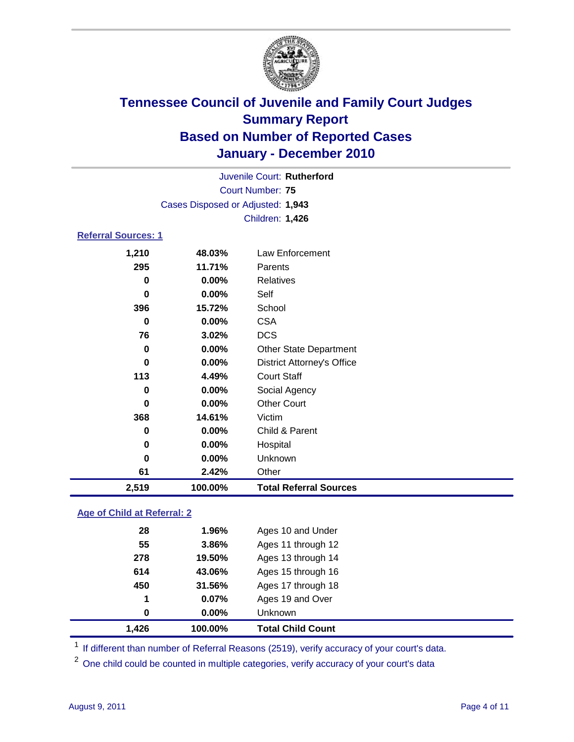# Tennessee Council of Juvenile and Family Court Judges
## Summary Report
## Based on Number of Reported Cases
## January - December 2010

Juvenile Court: **Rutherford**
Court Number: **75**
Cases Disposed or Adjusted: **1,943**
Children: **1,426**

### Referral Sources: 1

| | | |
|---|---|---|
| 1,210 | 48.03% | Law Enforcement |
| 295 | 11.71% | Parents |
| 0 | 0.00% | Relatives |
| 0 | 0.00% | Self |
| 396 | 15.72% | School |
| 0 | 0.00% | CSA |
| 76 | 3.02% | DCS |
| 0 | 0.00% | Other State Department |
| 0 | 0.00% | District Attorney's Office |
| 113 | 4.49% | Court Staff |
| 0 | 0.00% | Social Agency |
| 0 | 0.00% | Other Court |
| 368 | 14.61% | Victim |
| 0 | 0.00% | Child & Parent |
| 0 | 0.00% | Hospital |
| 0 | 0.00% | Unknown |
| 61 | 2.42% | Other |
| **2,519** | **100.00%** | **Total Referral Sources** |

### Age of Child at Referral: 2

| | | |
|---|---|---|
| 28 | 1.96% | Ages 10 and Under |
| 55 | 3.86% | Ages 11 through 12 |
| 278 | 19.50% | Ages 13 through 14 |
| 614 | 43.06% | Ages 15 through 16 |
| 450 | 31.56% | Ages 17 through 18 |
| 1 | 0.07% | Ages 19 and Over |
| 0 | 0.00% | Unknown |
| **1,426** | **100.00%** | **Total Child Count** |

[1] If different than number of Referral Reasons (2519), verify accuracy of your court's data.

[2] One child could be counted in multiple categories, verify accuracy of your court's data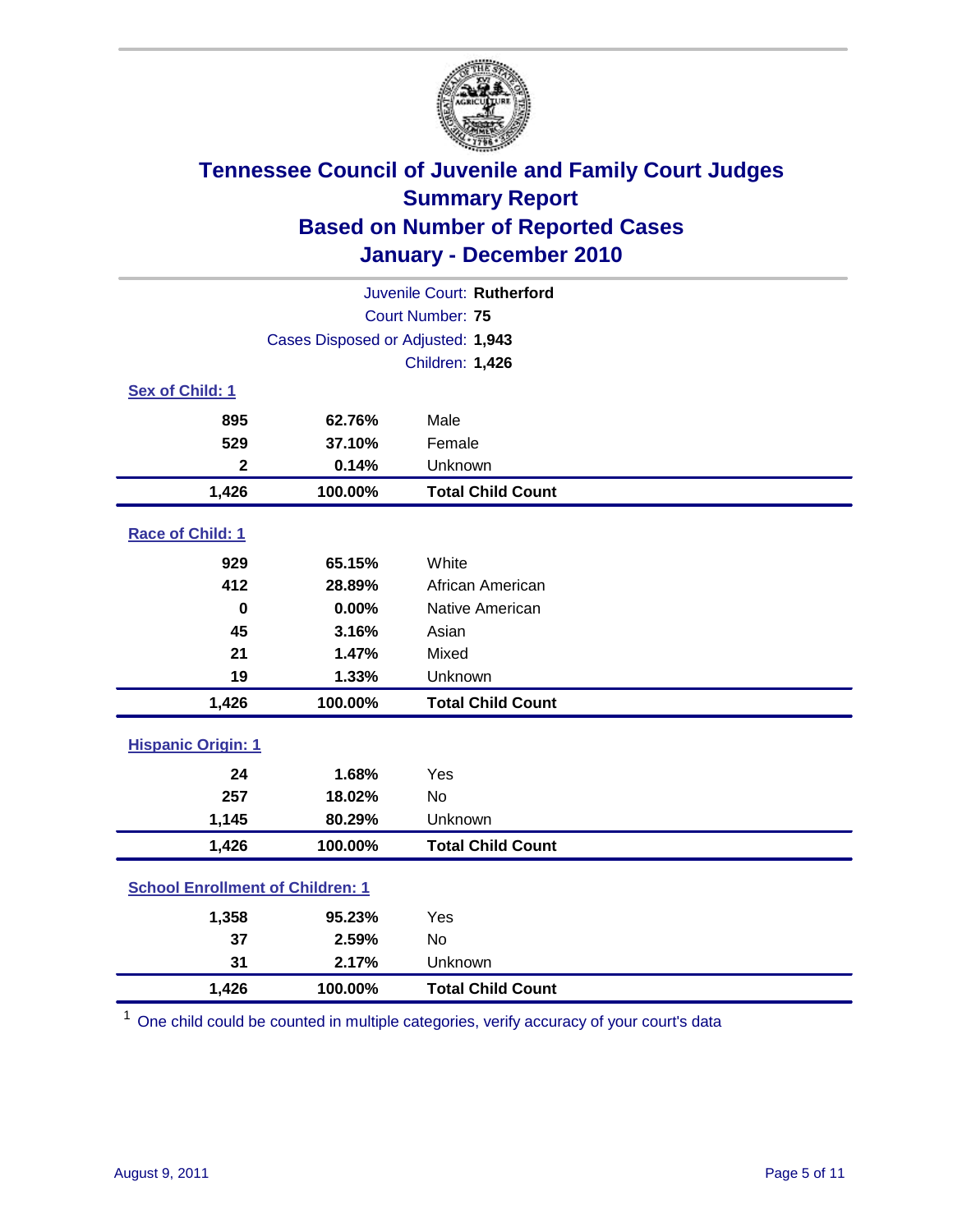# Tennessee Council of Juvenile and Family Court Judges
## Summary Report
## Based on Number of Reported Cases
## January - December 2010

Juvenile Court: **Rutherford**
Court Number: **75**
Cases Disposed or Adjusted: **1,943**
Children: **1,426**

### Sex of Child: 1

| Count | Percent | Category |
|---|---|---|
| 895 | 62.76% | Male |
| 529 | 37.10% | Female |
| 2 | 0.14% | Unknown |
| **1,426** | **100.00%** | **Total Child Count** |

### Race of Child: 1

| Count | Percent | Category |
|---|---|---|
| 929 | 65.15% | White |
| 412 | 28.89% | African American |
| 0 | 0.00% | Native American |
| 45 | 3.16% | Asian |
| 21 | 1.47% | Mixed |
| 19 | 1.33% | Unknown |
| **1,426** | **100.00%** | **Total Child Count** |

### Hispanic Origin: 1

| Count | Percent | Category |
|---|---|---|
| 24 | 1.68% | Yes |
| 257 | 18.02% | No |
| 1,145 | 80.29% | Unknown |
| **1,426** | **100.00%** | **Total Child Count** |

### School Enrollment of Children: 1

| Count | Percent | Category |
|---|---|---|
| 1,358 | 95.23% | Yes |
| 37 | 2.59% | No |
| 31 | 2.17% | Unknown |
| **1,426** | **100.00%** | **Total Child Count** |

[1] One child could be counted in multiple categories, verify accuracy of your court's data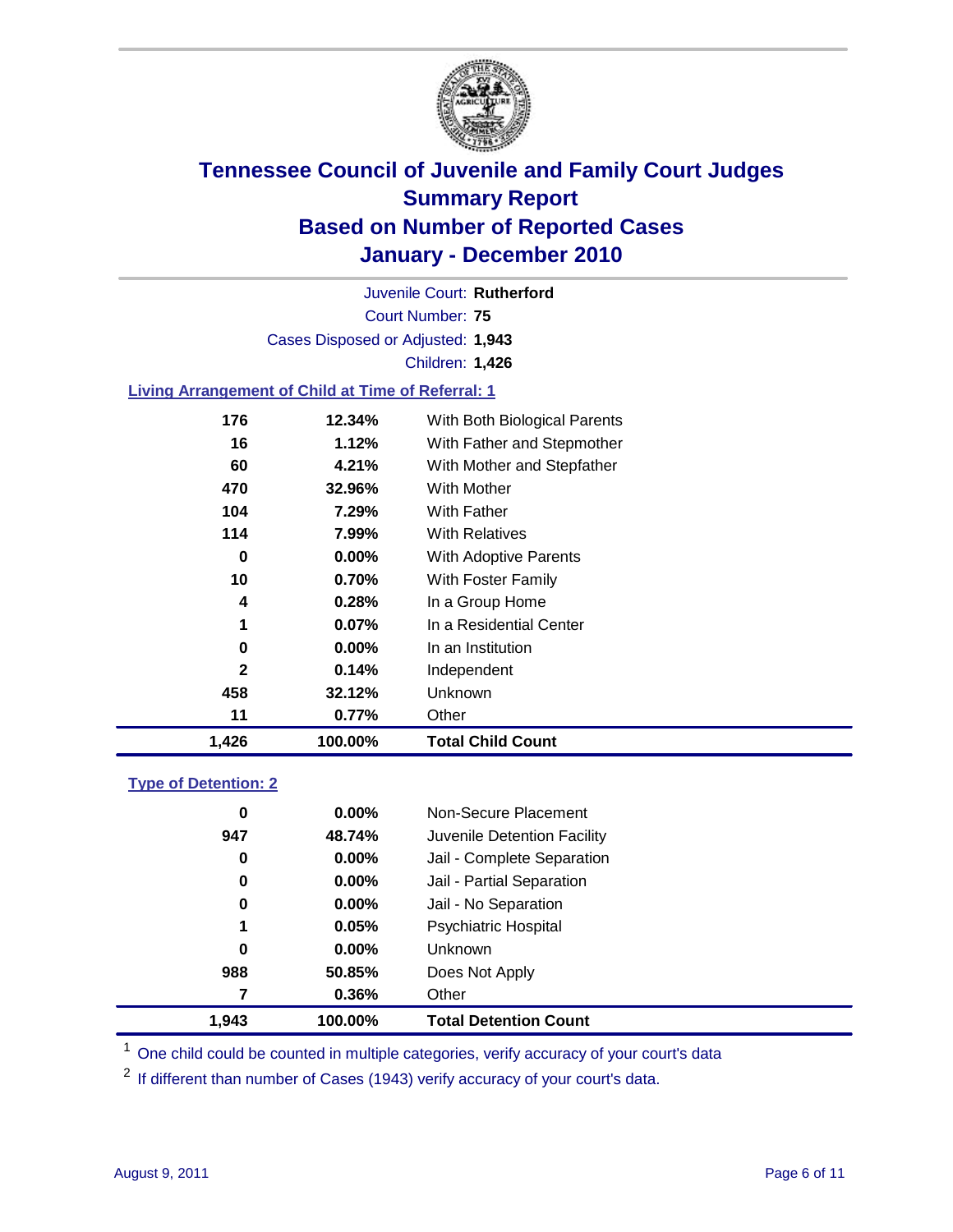# Tennessee Council of Juvenile and Family Court Judges
## Summary Report
## Based on Number of Reported Cases
## January - December 2010

Juvenile Court: **Rutherford**
Court Number: **75**
Cases Disposed or Adjusted: **1,943**
Children: **1,426**

### Living Arrangement of Child at Time of Referral: 1

| | | |
|---|---|---|
| 176 | 12.34% | With Both Biological Parents |
| 16 | 1.12% | With Father and Stepmother |
| 60 | 4.21% | With Mother and Stepfather |
| 470 | 32.96% | With Mother |
| 104 | 7.29% | With Father |
| 114 | 7.99% | With Relatives |
| 0 | 0.00% | With Adoptive Parents |
| 10 | 0.70% | With Foster Family |
| 4 | 0.28% | In a Group Home |
| 1 | 0.07% | In a Residential Center |
| 0 | 0.00% | In an Institution |
| 2 | 0.14% | Independent |
| 458 | 32.12% | Unknown |
| 11 | 0.77% | Other |
| **1,426** | **100.00%** | **Total Child Count** |

### Type of Detention: 2

| | | |
|---|---|---|
| 0 | 0.00% | Non-Secure Placement |
| 947 | 48.74% | Juvenile Detention Facility |
| 0 | 0.00% | Jail - Complete Separation |
| 0 | 0.00% | Jail - Partial Separation |
| 0 | 0.00% | Jail - No Separation |
| 1 | 0.05% | Psychiatric Hospital |
| 0 | 0.00% | Unknown |
| 988 | 50.85% | Does Not Apply |
| 7 | 0.36% | Other |
| **1,943** | **100.00%** | **Total Detention Count** |

[1] One child could be counted in multiple categories, verify accuracy of your court's data

[2] If different than number of Cases (1943) verify accuracy of your court's data.

August 9, 2011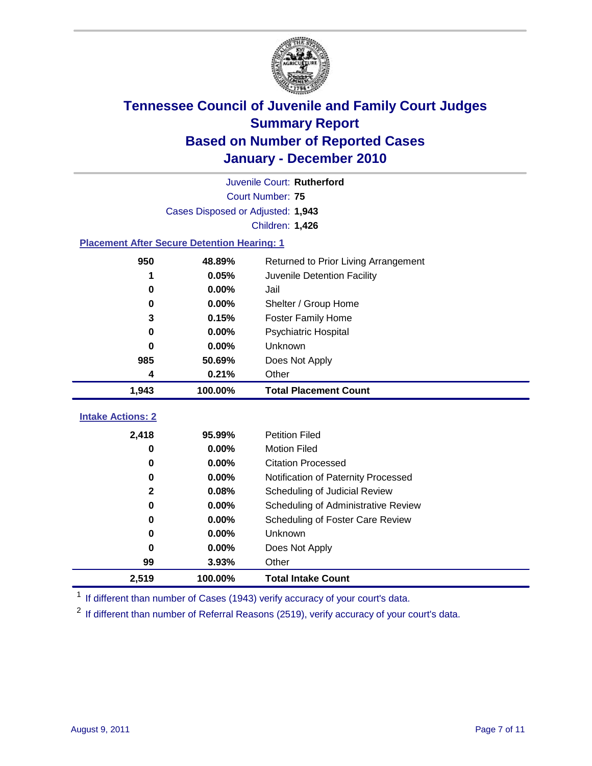# Tennessee Council of Juvenile and Family Court Judges
## Summary Report
## Based on Number of Reported Cases
## January - December 2010

Juvenile Court: **Rutherford**

Court Number: **75**

Cases Disposed or Adjusted: **1,943**

Children: **1,426**

### Placement After Secure Detention Hearing: 1

| Count | Percent | Placement |
|---|---|---|
| 950 | 48.89% | Returned to Prior Living Arrangement |
| 1 | 0.05% | Juvenile Detention Facility |
| 0 | 0.00% | Jail |
| 0 | 0.00% | Shelter / Group Home |
| 3 | 0.15% | Foster Family Home |
| 0 | 0.00% | Psychiatric Hospital |
| 0 | 0.00% | Unknown |
| 985 | 50.69% | Does Not Apply |
| 4 | 0.21% | Other |
| **1,943** | **100.00%** | **Total Placement Count** |

### Intake Actions: 2

| Count | Percent | Intake Action |
|---|---|---|
| 2,418 | 95.99% | Petition Filed |
| 0 | 0.00% | Motion Filed |
| 0 | 0.00% | Citation Processed |
| 0 | 0.00% | Notification of Paternity Processed |
| 2 | 0.08% | Scheduling of Judicial Review |
| 0 | 0.00% | Scheduling of Administrative Review |
| 0 | 0.00% | Scheduling of Foster Care Review |
| 0 | 0.00% | Unknown |
| 0 | 0.00% | Does Not Apply |
| 99 | 3.93% | Other |
| **2,519** | **100.00%** | **Total Intake Count** |

[1] If different than number of Cases (1943) verify accuracy of your court's data.

[2] If different than number of Referral Reasons (2519), verify accuracy of your court's data.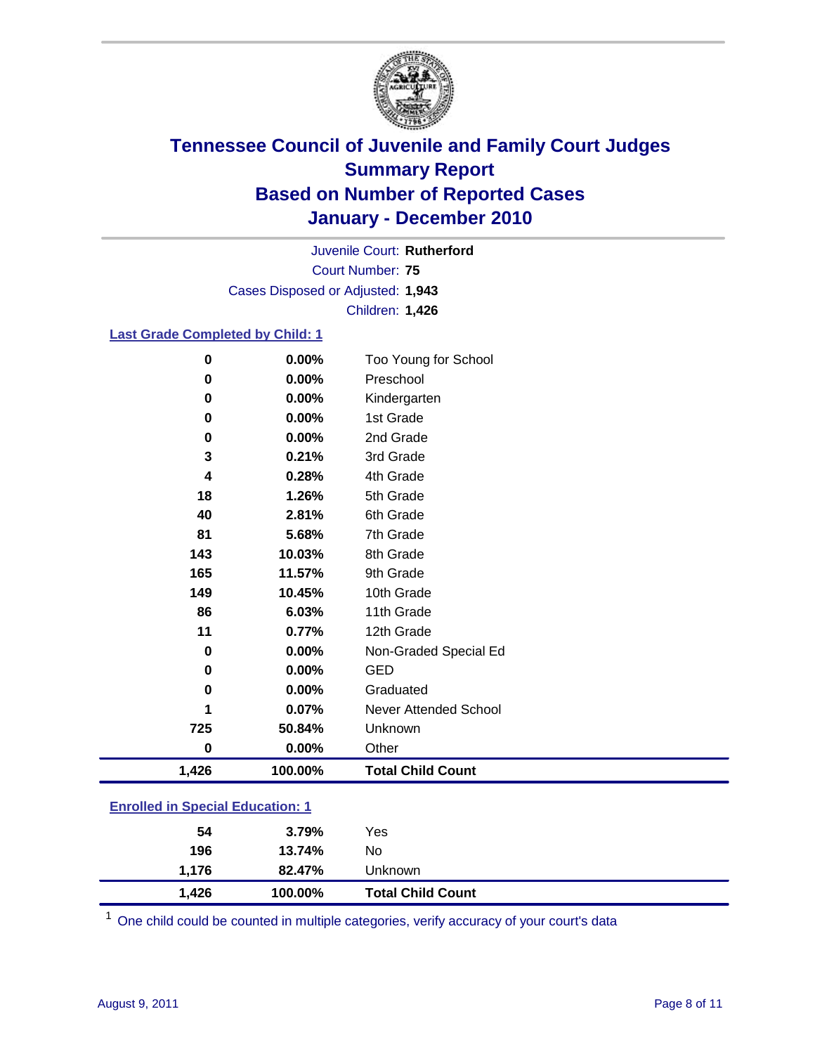# Tennessee Council of Juvenile and Family Court Judges
## Summary Report
## Based on Number of Reported Cases
## January - December 2010

Juvenile Court: **Rutherford**
Court Number: **75**
Cases Disposed or Adjusted: **1,943**
Children: **1,426**

### Last Grade Completed by Child: 1

| Count | Percent | Category |
|---|---|---|
| 0 | 0.00% | Too Young for School |
| 0 | 0.00% | Preschool |
| 0 | 0.00% | Kindergarten |
| 0 | 0.00% | 1st Grade |
| 0 | 0.00% | 2nd Grade |
| 3 | 0.21% | 3rd Grade |
| 4 | 0.28% | 4th Grade |
| 18 | 1.26% | 5th Grade |
| 40 | 2.81% | 6th Grade |
| 81 | 5.68% | 7th Grade |
| 143 | 10.03% | 8th Grade |
| 165 | 11.57% | 9th Grade |
| 149 | 10.45% | 10th Grade |
| 86 | 6.03% | 11th Grade |
| 11 | 0.77% | 12th Grade |
| 0 | 0.00% | Non-Graded Special Ed |
| 0 | 0.00% | GED |
| 0 | 0.00% | Graduated |
| 1 | 0.07% | Never Attended School |
| 725 | 50.84% | Unknown |
| 0 | 0.00% | Other |
| **1,426** | **100.00%** | **Total Child Count** |

### Enrolled in Special Education: 1

| Count | Percent | Category |
|---|---|---|
| 54 | 3.79% | Yes |
| 196 | 13.74% | No |
| 1,176 | 82.47% | Unknown |
| **1,426** | **100.00%** | **Total Child Count** |

[1] One child could be counted in multiple categories, verify accuracy of your court's data

August 9, 2011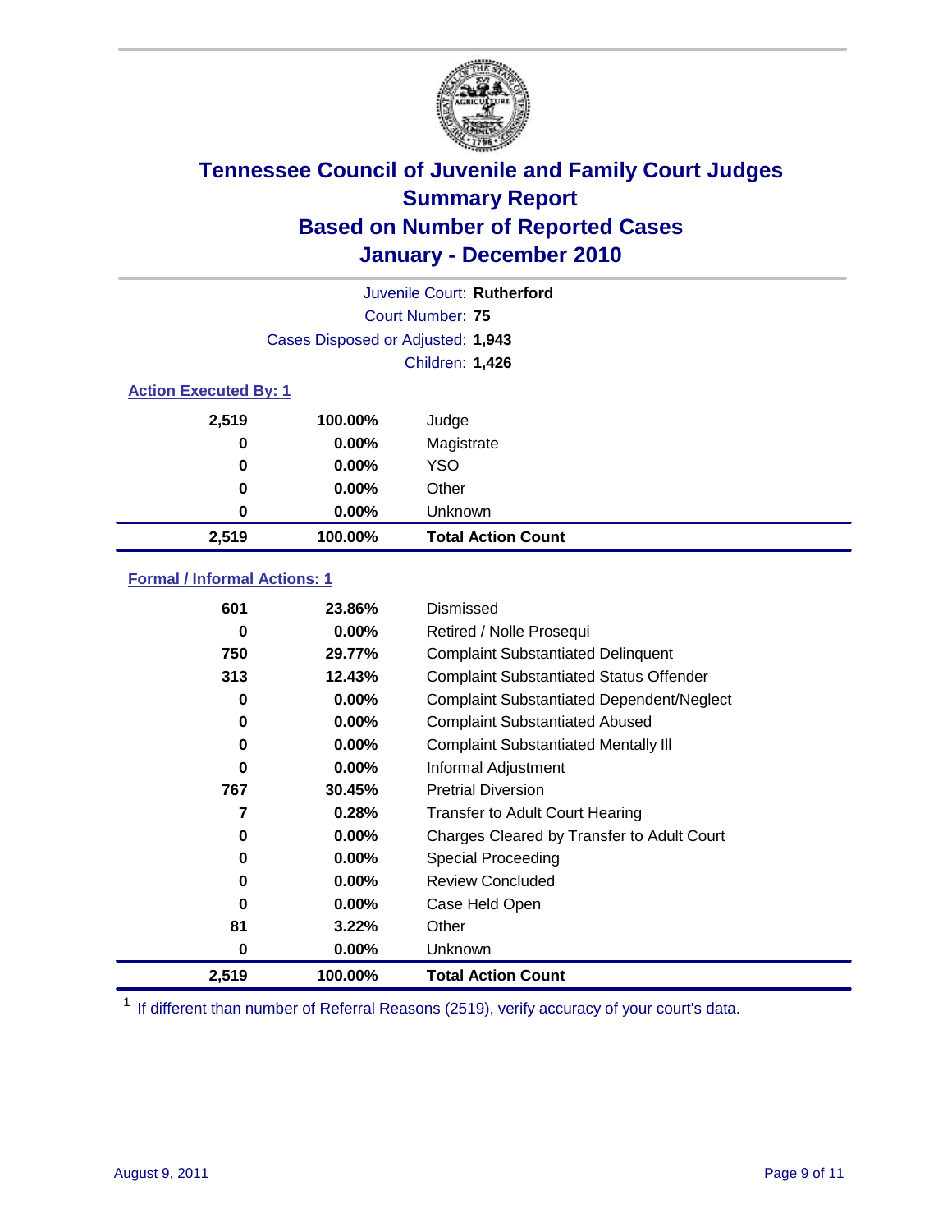# Tennessee Council of Juvenile and Family Court Judges
## Summary Report
## Based on Number of Reported Cases
## January - December 2010

Juvenile Court: **Rutherford**

Court Number: **75**

Cases Disposed or Adjusted: **1,943**

Children: **1,426**

### Action Executed By: 1

| | | |
|---|---|---|
| 2,519 | 100.00% | Judge |
| 0 | 0.00% | Magistrate |
| 0 | 0.00% | YSO |
| 0 | 0.00% | Other |
| 0 | 0.00% | Unknown |
| **2,519** | **100.00%** | **Total Action Count** |

### Formal / Informal Actions: 1

| | | |
|---|---|---|
| 601 | 23.86% | Dismissed |
| 0 | 0.00% | Retired / Nolle Prosequi |
| 750 | 29.77% | Complaint Substantiated Delinquent |
| 313 | 12.43% | Complaint Substantiated Status Offender |
| 0 | 0.00% | Complaint Substantiated Dependent/Neglect |
| 0 | 0.00% | Complaint Substantiated Abused |
| 0 | 0.00% | Complaint Substantiated Mentally Ill |
| 0 | 0.00% | Informal Adjustment |
| 767 | 30.45% | Pretrial Diversion |
| 7 | 0.28% | Transfer to Adult Court Hearing |
| 0 | 0.00% | Charges Cleared by Transfer to Adult Court |
| 0 | 0.00% | Special Proceeding |
| 0 | 0.00% | Review Concluded |
| 0 | 0.00% | Case Held Open |
| 81 | 3.22% | Other |
| 0 | 0.00% | Unknown |
| **2,519** | **100.00%** | **Total Action Count** |

[1] If different than number of Referral Reasons (2519), verify accuracy of your court's data.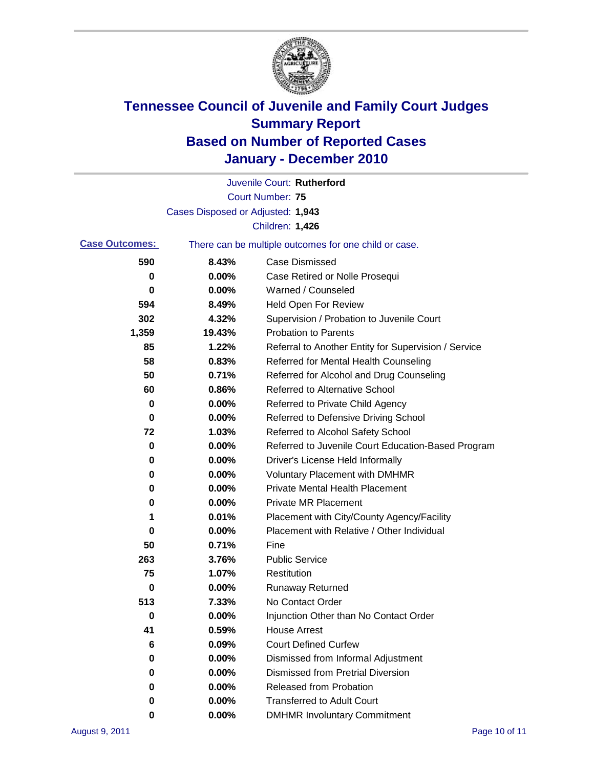# Tennessee Council of Juvenile and Family Court Judges
## Summary Report
## Based on Number of Reported Cases
## January - December 2010

Juvenile Court: **Rutherford**
Court Number: **75**
Cases Disposed or Adjusted: **1,943**
Children: **1,426**

**Case Outcomes:** There can be multiple outcomes for one child or case.

| Count | Percent | Outcome |
|---|---|---|
| 590 | 8.43% | Case Dismissed |
| 0 | 0.00% | Case Retired or Nolle Prosequi |
| 0 | 0.00% | Warned / Counseled |
| 594 | 8.49% | Held Open For Review |
| 302 | 4.32% | Supervision / Probation to Juvenile Court |
| 1,359 | 19.43% | Probation to Parents |
| 85 | 1.22% | Referral to Another Entity for Supervision / Service |
| 58 | 0.83% | Referred for Mental Health Counseling |
| 50 | 0.71% | Referred for Alcohol and Drug Counseling |
| 60 | 0.86% | Referred to Alternative School |
| 0 | 0.00% | Referred to Private Child Agency |
| 0 | 0.00% | Referred to Defensive Driving School |
| 72 | 1.03% | Referred to Alcohol Safety School |
| 0 | 0.00% | Referred to Juvenile Court Education-Based Program |
| 0 | 0.00% | Driver's License Held Informally |
| 0 | 0.00% | Voluntary Placement with DMHMR |
| 0 | 0.00% | Private Mental Health Placement |
| 0 | 0.00% | Private MR Placement |
| 1 | 0.01% | Placement with City/County Agency/Facility |
| 0 | 0.00% | Placement with Relative / Other Individual |
| 50 | 0.71% | Fine |
| 263 | 3.76% | Public Service |
| 75 | 1.07% | Restitution |
| 0 | 0.00% | Runaway Returned |
| 513 | 7.33% | No Contact Order |
| 0 | 0.00% | Injunction Other than No Contact Order |
| 41 | 0.59% | House Arrest |
| 6 | 0.09% | Court Defined Curfew |
| 0 | 0.00% | Dismissed from Informal Adjustment |
| 0 | 0.00% | Dismissed from Pretrial Diversion |
| 0 | 0.00% | Released from Probation |
| 0 | 0.00% | Transferred to Adult Court |
| 0 | 0.00% | DMHMR Involuntary Commitment |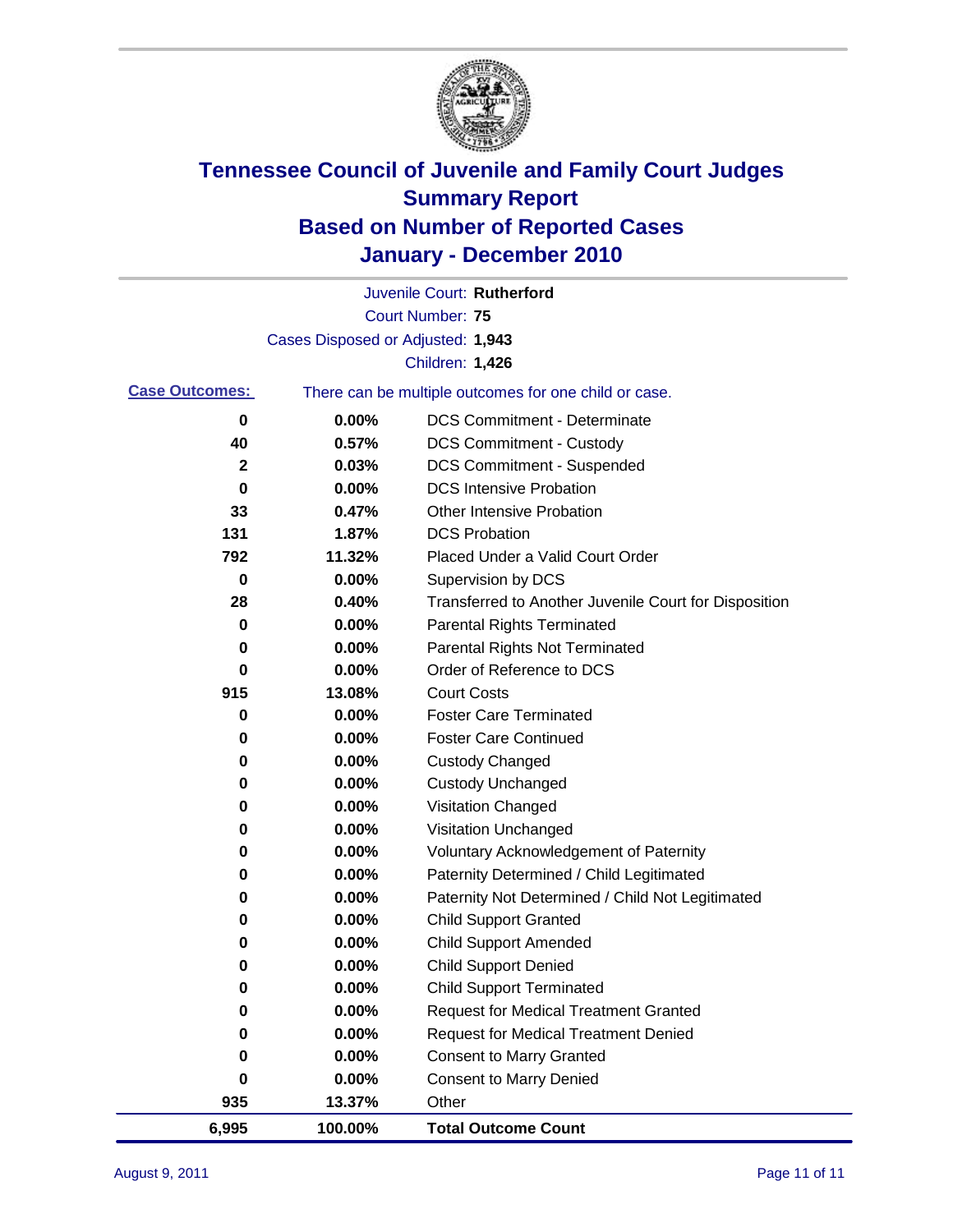# Tennessee Council of Juvenile and Family Court Judges
## Summary Report
## Based on Number of Reported Cases
## January - December 2010

Juvenile Court: **Rutherford**

Court Number: **75**

Cases Disposed or Adjusted: **1,943**

Children: **1,426**

**Case Outcomes:** There can be multiple outcomes for one child or case.

| | | |
|---|---|---|
| 0 | 0.00% | DCS Commitment - Determinate |
| 40 | 0.57% | DCS Commitment - Custody |
| 2 | 0.03% | DCS Commitment - Suspended |
| 0 | 0.00% | DCS Intensive Probation |
| 33 | 0.47% | Other Intensive Probation |
| 131 | 1.87% | DCS Probation |
| 792 | 11.32% | Placed Under a Valid Court Order |
| 0 | 0.00% | Supervision by DCS |
| 28 | 0.40% | Transferred to Another Juvenile Court for Disposition |
| 0 | 0.00% | Parental Rights Terminated |
| 0 | 0.00% | Parental Rights Not Terminated |
| 0 | 0.00% | Order of Reference to DCS |
| 915 | 13.08% | Court Costs |
| 0 | 0.00% | Foster Care Terminated |
| 0 | 0.00% | Foster Care Continued |
| 0 | 0.00% | Custody Changed |
| 0 | 0.00% | Custody Unchanged |
| 0 | 0.00% | Visitation Changed |
| 0 | 0.00% | Visitation Unchanged |
| 0 | 0.00% | Voluntary Acknowledgement of Paternity |
| 0 | 0.00% | Paternity Determined / Child Legitimated |
| 0 | 0.00% | Paternity Not Determined / Child Not Legitimated |
| 0 | 0.00% | Child Support Granted |
| 0 | 0.00% | Child Support Amended |
| 0 | 0.00% | Child Support Denied |
| 0 | 0.00% | Child Support Terminated |
| 0 | 0.00% | Request for Medical Treatment Granted |
| 0 | 0.00% | Request for Medical Treatment Denied |
| 0 | 0.00% | Consent to Marry Granted |
| 0 | 0.00% | Consent to Marry Denied |
| 935 | 13.37% | Other |
| **6,995** | **100.00%** | **Total Outcome Count** |

August 9, 2011